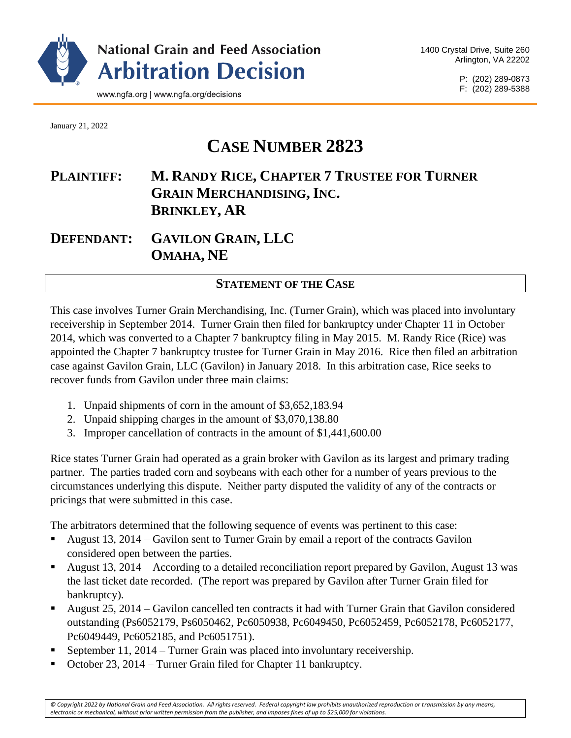January 21, 2022

# CASE NUMBER 2823

**PLAINTIFF:** **M. RANDY RICE, CHAPTER 7 TRUSTEE FOR TURNER GRAIN MERCHANDISING, INC.**
**BRINKLEY, AR**

**DEFENDANT:** **GAVILON GRAIN, LLC**
**OMAHA, NE**

## STATEMENT OF THE CASE

This case involves Turner Grain Merchandising, Inc. (Turner Grain), which was placed into involuntary receivership in September 2014. Turner Grain then filed for bankruptcy under Chapter 11 in October 2014, which was converted to a Chapter 7 bankruptcy filing in May 2015. M. Randy Rice (Rice) was appointed the Chapter 7 bankruptcy trustee for Turner Grain in May 2016. Rice then filed an arbitration case against Gavilon Grain, LLC (Gavilon) in January 2018. In this arbitration case, Rice seeks to recover funds from Gavilon under three main claims:

1. Unpaid shipments of corn in the amount of $3,652,183.94
2. Unpaid shipping charges in the amount of $3,070,138.80
3. Improper cancellation of contracts in the amount of $1,441,600.00

Rice states Turner Grain had operated as a grain broker with Gavilon as its largest and primary trading partner. The parties traded corn and soybeans with each other for a number of years previous to the circumstances underlying this dispute. Neither party disputed the validity of any of the contracts or pricings that were submitted in this case.

The arbitrators determined that the following sequence of events was pertinent to this case:

- August 13, 2014 – Gavilon sent to Turner Grain by email a report of the contracts Gavilon considered open between the parties.
- August 13, 2014 – According to a detailed reconciliation report prepared by Gavilon, August 13 was the last ticket date recorded. (The report was prepared by Gavilon after Turner Grain filed for bankruptcy).
- August 25, 2014 – Gavilon cancelled ten contracts it had with Turner Grain that Gavilon considered outstanding (Ps6052179, Ps6050462, Pc6050938, Pc6049450, Pc6052459, Pc6052178, Pc6052177, Pc6049449, Pc6052185, and Pc6051751).
- September 11, 2014 – Turner Grain was placed into involuntary receivership.
- October 23, 2014 – Turner Grain filed for Chapter 11 bankruptcy.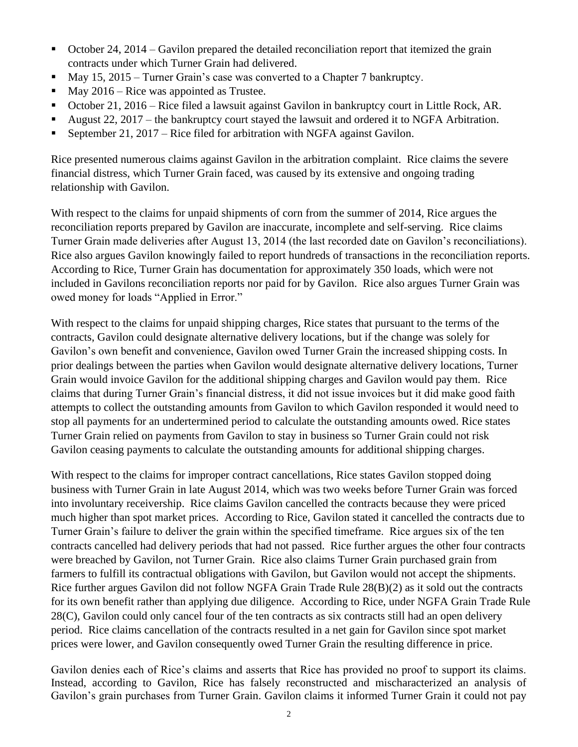- October 24, 2014 – Gavilon prepared the detailed reconciliation report that itemized the grain contracts under which Turner Grain had delivered.
- May 15, 2015 – Turner Grain's case was converted to a Chapter 7 bankruptcy.
- May 2016 – Rice was appointed as Trustee.
- October 21, 2016 – Rice filed a lawsuit against Gavilon in bankruptcy court in Little Rock, AR.
- August 22, 2017 – the bankruptcy court stayed the lawsuit and ordered it to NGFA Arbitration.
- September 21, 2017 – Rice filed for arbitration with NGFA against Gavilon.

Rice presented numerous claims against Gavilon in the arbitration complaint. Rice claims the severe financial distress, which Turner Grain faced, was caused by its extensive and ongoing trading relationship with Gavilon.

With respect to the claims for unpaid shipments of corn from the summer of 2014, Rice argues the reconciliation reports prepared by Gavilon are inaccurate, incomplete and self-serving. Rice claims Turner Grain made deliveries after August 13, 2014 (the last recorded date on Gavilon's reconciliations). Rice also argues Gavilon knowingly failed to report hundreds of transactions in the reconciliation reports. According to Rice, Turner Grain has documentation for approximately 350 loads, which were not included in Gavilons reconciliation reports nor paid for by Gavilon. Rice also argues Turner Grain was owed money for loads "Applied in Error."

With respect to the claims for unpaid shipping charges, Rice states that pursuant to the terms of the contracts, Gavilon could designate alternative delivery locations, but if the change was solely for Gavilon's own benefit and convenience, Gavilon owed Turner Grain the increased shipping costs. In prior dealings between the parties when Gavilon would designate alternative delivery locations, Turner Grain would invoice Gavilon for the additional shipping charges and Gavilon would pay them. Rice claims that during Turner Grain's financial distress, it did not issue invoices but it did make good faith attempts to collect the outstanding amounts from Gavilon to which Gavilon responded it would need to stop all payments for an undertermined period to calculate the outstanding amounts owed. Rice states Turner Grain relied on payments from Gavilon to stay in business so Turner Grain could not risk Gavilon ceasing payments to calculate the outstanding amounts for additional shipping charges.

With respect to the claims for improper contract cancellations, Rice states Gavilon stopped doing business with Turner Grain in late August 2014, which was two weeks before Turner Grain was forced into involuntary receivership. Rice claims Gavilon cancelled the contracts because they were priced much higher than spot market prices. According to Rice, Gavilon stated it cancelled the contracts due to Turner Grain's failure to deliver the grain within the specified timeframe. Rice argues six of the ten contracts cancelled had delivery periods that had not passed. Rice further argues the other four contracts were breached by Gavilon, not Turner Grain. Rice also claims Turner Grain purchased grain from farmers to fulfill its contractual obligations with Gavilon, but Gavilon would not accept the shipments. Rice further argues Gavilon did not follow NGFA Grain Trade Rule 28(B)(2) as it sold out the contracts for its own benefit rather than applying due diligence. According to Rice, under NGFA Grain Trade Rule 28(C), Gavilon could only cancel four of the ten contracts as six contracts still had an open delivery period. Rice claims cancellation of the contracts resulted in a net gain for Gavilon since spot market prices were lower, and Gavilon consequently owed Turner Grain the resulting difference in price.

Gavilon denies each of Rice's claims and asserts that Rice has provided no proof to support its claims. Instead, according to Gavilon, Rice has falsely reconstructed and mischaracterized an analysis of Gavilon's grain purchases from Turner Grain. Gavilon claims it informed Turner Grain it could not pay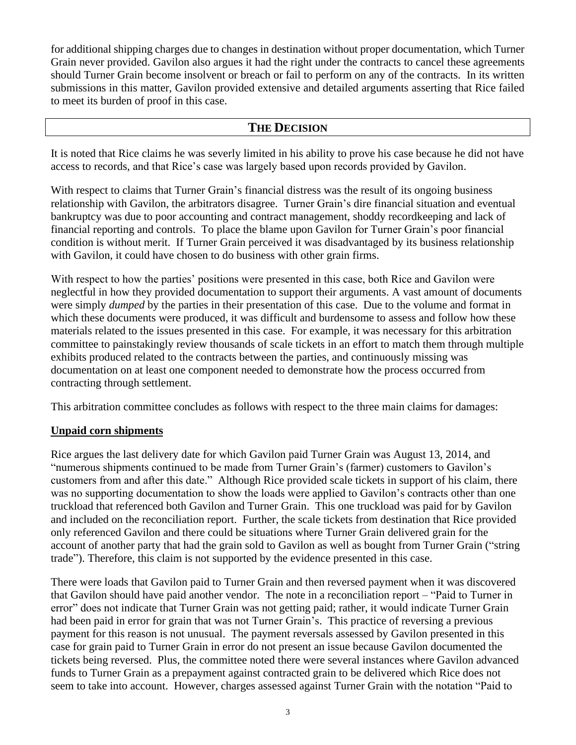for additional shipping charges due to changes in destination without proper documentation, which Turner Grain never provided. Gavilon also argues it had the right under the contracts to cancel these agreements should Turner Grain become insolvent or breach or fail to perform on any of the contracts. In its written submissions in this matter, Gavilon provided extensive and detailed arguments asserting that Rice failed to meet its burden of proof in this case.

## THE DECISION

It is noted that Rice claims he was severly limited in his ability to prove his case because he did not have access to records, and that Rice's case was largely based upon records provided by Gavilon.

With respect to claims that Turner Grain's financial distress was the result of its ongoing business relationship with Gavilon, the arbitrators disagree. Turner Grain's dire financial situation and eventual bankruptcy was due to poor accounting and contract management, shoddy recordkeeping and lack of financial reporting and controls. To place the blame upon Gavilon for Turner Grain's poor financial condition is without merit. If Turner Grain perceived it was disadvantaged by its business relationship with Gavilon, it could have chosen to do business with other grain firms.

With respect to how the parties' positions were presented in this case, both Rice and Gavilon were neglectful in how they provided documentation to support their arguments. A vast amount of documents were simply *dumped* by the parties in their presentation of this case. Due to the volume and format in which these documents were produced, it was difficult and burdensome to assess and follow how these materials related to the issues presented in this case. For example, it was necessary for this arbitration committee to painstakingly review thousands of scale tickets in an effort to match them through multiple exhibits produced related to the contracts between the parties, and continuously missing was documentation on at least one component needed to demonstrate how the process occurred from contracting through settlement.

This arbitration committee concludes as follows with respect to the three main claims for damages:

**Unpaid corn shipments**

Rice argues the last delivery date for which Gavilon paid Turner Grain was August 13, 2014, and "numerous shipments continued to be made from Turner Grain's (farmer) customers to Gavilon's customers from and after this date." Although Rice provided scale tickets in support of his claim, there was no supporting documentation to show the loads were applied to Gavilon's contracts other than one truckload that referenced both Gavilon and Turner Grain. This one truckload was paid for by Gavilon and included on the reconciliation report. Further, the scale tickets from destination that Rice provided only referenced Gavilon and there could be situations where Turner Grain delivered grain for the account of another party that had the grain sold to Gavilon as well as bought from Turner Grain ("string trade"). Therefore, this claim is not supported by the evidence presented in this case.

There were loads that Gavilon paid to Turner Grain and then reversed payment when it was discovered that Gavilon should have paid another vendor. The note in a reconciliation report – "Paid to Turner in error" does not indicate that Turner Grain was not getting paid; rather, it would indicate Turner Grain had been paid in error for grain that was not Turner Grain's. This practice of reversing a previous payment for this reason is not unusual. The payment reversals assessed by Gavilon presented in this case for grain paid to Turner Grain in error do not present an issue because Gavilon documented the tickets being reversed. Plus, the committee noted there were several instances where Gavilon advanced funds to Turner Grain as a prepayment against contracted grain to be delivered which Rice does not seem to take into account. However, charges assessed against Turner Grain with the notation "Paid to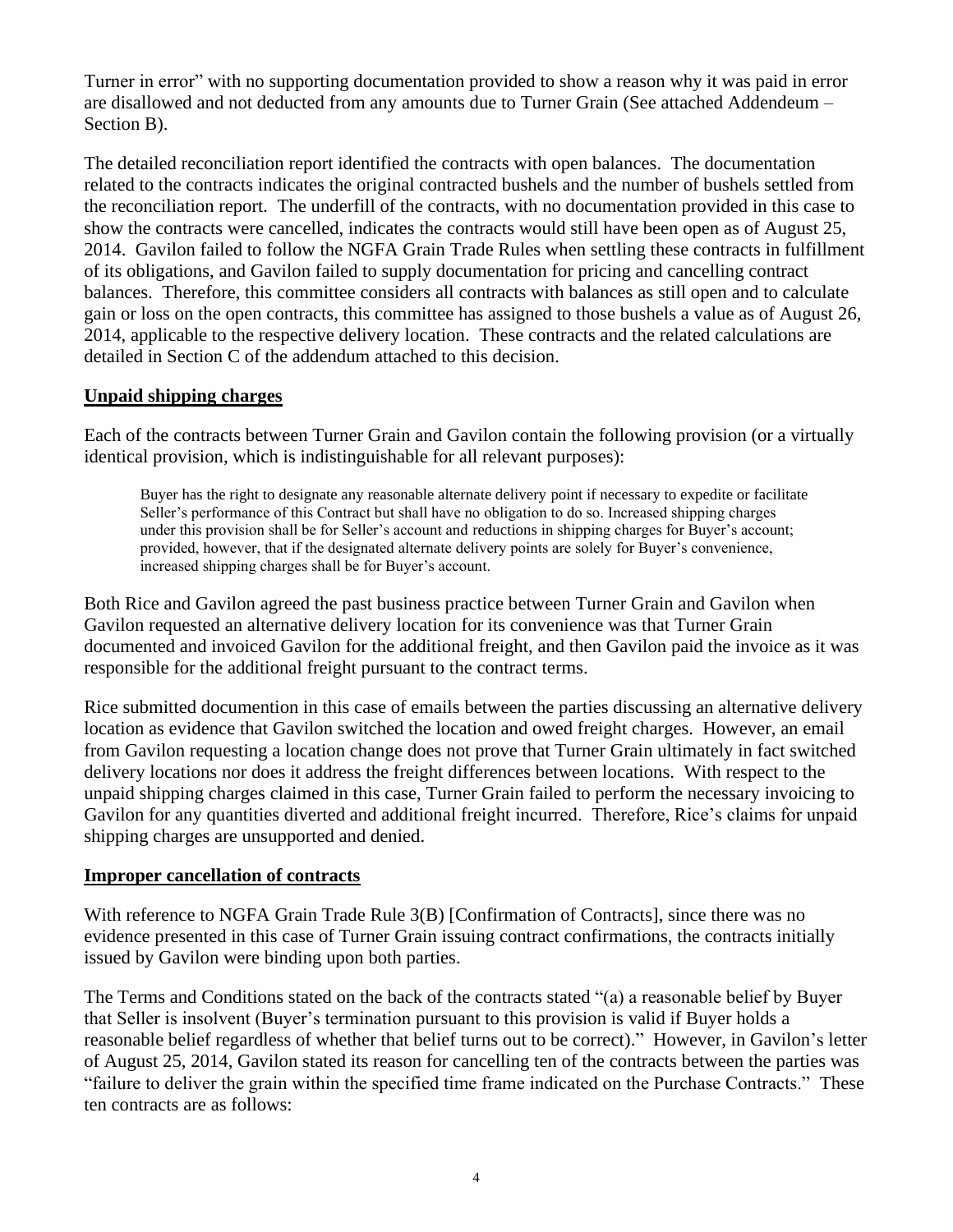Turner in error" with no supporting documentation provided to show a reason why it was paid in error are disallowed and not deducted from any amounts due to Turner Grain (See attached Addendeum – Section B).

The detailed reconciliation report identified the contracts with open balances. The documentation related to the contracts indicates the original contracted bushels and the number of bushels settled from the reconciliation report. The underfill of the contracts, with no documentation provided in this case to show the contracts were cancelled, indicates the contracts would still have been open as of August 25, 2014. Gavilon failed to follow the NGFA Grain Trade Rules when settling these contracts in fulfillment of its obligations, and Gavilon failed to supply documentation for pricing and cancelling contract balances. Therefore, this committee considers all contracts with balances as still open and to calculate gain or loss on the open contracts, this committee has assigned to those bushels a value as of August 26, 2014, applicable to the respective delivery location. These contracts and the related calculations are detailed in Section C of the addendum attached to this decision.

**Unpaid shipping charges**

Each of the contracts between Turner Grain and Gavilon contain the following provision (or a virtually identical provision, which is indistinguishable for all relevant purposes):

> Buyer has the right to designate any reasonable alternate delivery point if necessary to expedite or facilitate Seller's performance of this Contract but shall have no obligation to do so. Increased shipping charges under this provision shall be for Seller's account and reductions in shipping charges for Buyer's account; provided, however, that if the designated alternate delivery points are solely for Buyer's convenience, increased shipping charges shall be for Buyer's account.

Both Rice and Gavilon agreed the past business practice between Turner Grain and Gavilon when Gavilon requested an alternative delivery location for its convenience was that Turner Grain documented and invoiced Gavilon for the additional freight, and then Gavilon paid the invoice as it was responsible for the additional freight pursuant to the contract terms.

Rice submitted documention in this case of emails between the parties discussing an alternative delivery location as evidence that Gavilon switched the location and owed freight charges. However, an email from Gavilon requesting a location change does not prove that Turner Grain ultimately in fact switched delivery locations nor does it address the freight differences between locations. With respect to the unpaid shipping charges claimed in this case, Turner Grain failed to perform the necessary invoicing to Gavilon for any quantities diverted and additional freight incurred. Therefore, Rice's claims for unpaid shipping charges are unsupported and denied.

**Improper cancellation of contracts**

With reference to NGFA Grain Trade Rule 3(B) [Confirmation of Contracts], since there was no evidence presented in this case of Turner Grain issuing contract confirmations, the contracts initially issued by Gavilon were binding upon both parties.

The Terms and Conditions stated on the back of the contracts stated "(a) a reasonable belief by Buyer that Seller is insolvent (Buyer's termination pursuant to this provision is valid if Buyer holds a reasonable belief regardless of whether that belief turns out to be correct)." However, in Gavilon's letter of August 25, 2014, Gavilon stated its reason for cancelling ten of the contracts between the parties was "failure to deliver the grain within the specified time frame indicated on the Purchase Contracts." These ten contracts are as follows: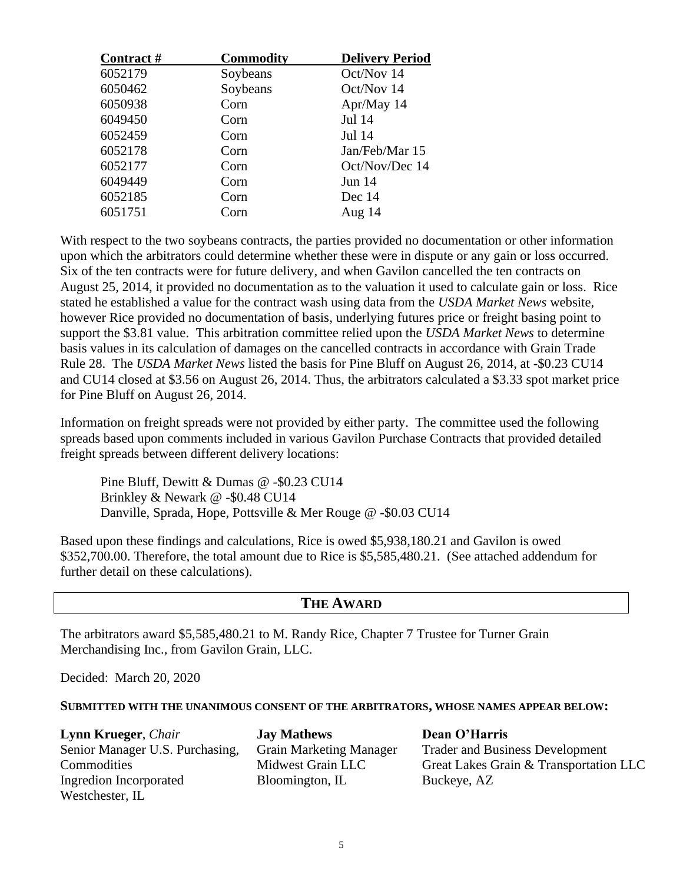| Contract # | Commodity | Delivery Period |
| --- | --- | --- |
| 6052179 | Soybeans | Oct/Nov 14 |
| 6050462 | Soybeans | Oct/Nov 14 |
| 6050938 | Corn | Apr/May 14 |
| 6049450 | Corn | Jul 14 |
| 6052459 | Corn | Jul 14 |
| 6052178 | Corn | Jan/Feb/Mar 15 |
| 6052177 | Corn | Oct/Nov/Dec 14 |
| 6049449 | Corn | Jun 14 |
| 6052185 | Corn | Dec 14 |
| 6051751 | Corn | Aug 14 |

With respect to the two soybeans contracts, the parties provided no documentation or other information upon which the arbitrators could determine whether these were in dispute or any gain or loss occurred. Six of the ten contracts were for future delivery, and when Gavilon cancelled the ten contracts on August 25, 2014, it provided no documentation as to the valuation it used to calculate gain or loss. Rice stated he established a value for the contract wash using data from the *USDA Market News* website, however Rice provided no documentation of basis, underlying futures price or freight basing point to support the $3.81 value. This arbitration committee relied upon the *USDA Market News* to determine basis values in its calculation of damages on the cancelled contracts in accordance with Grain Trade Rule 28. The *USDA Market News* listed the basis for Pine Bluff on August 26, 2014, at -$0.23 CU14 and CU14 closed at $3.56 on August 26, 2014. Thus, the arbitrators calculated a $3.33 spot market price for Pine Bluff on August 26, 2014.

Information on freight spreads were not provided by either party. The committee used the following spreads based upon comments included in various Gavilon Purchase Contracts that provided detailed freight spreads between different delivery locations:

Pine Bluff, Dewitt & Dumas @ -$0.23 CU14
Brinkley & Newark @ -$0.48 CU14
Danville, Sprada, Hope, Pottsville & Mer Rouge @ -$0.03 CU14

Based upon these findings and calculations, Rice is owed $5,938,180.21 and Gavilon is owed $352,700.00. Therefore, the total amount due to Rice is $5,585,480.21. (See attached addendum for further detail on these calculations).

## THE AWARD

The arbitrators award $5,585,480.21 to M. Randy Rice, Chapter 7 Trustee for Turner Grain Merchandising Inc., from Gavilon Grain, LLC.

Decided: March 20, 2020

**SUBMITTED WITH THE UNANIMOUS CONSENT OF THE ARBITRATORS, WHOSE NAMES APPEAR BELOW:**

**Lynn Krueger**, *Chair*
Senior Manager U.S. Purchasing, Commodities
Ingredion Incorporated
Westchester, IL

**Jay Mathews**
Grain Marketing Manager
Midwest Grain LLC
Bloomington, IL

**Dean O'Harris**
Trader and Business Development
Great Lakes Grain & Transportation LLC
Buckeye, AZ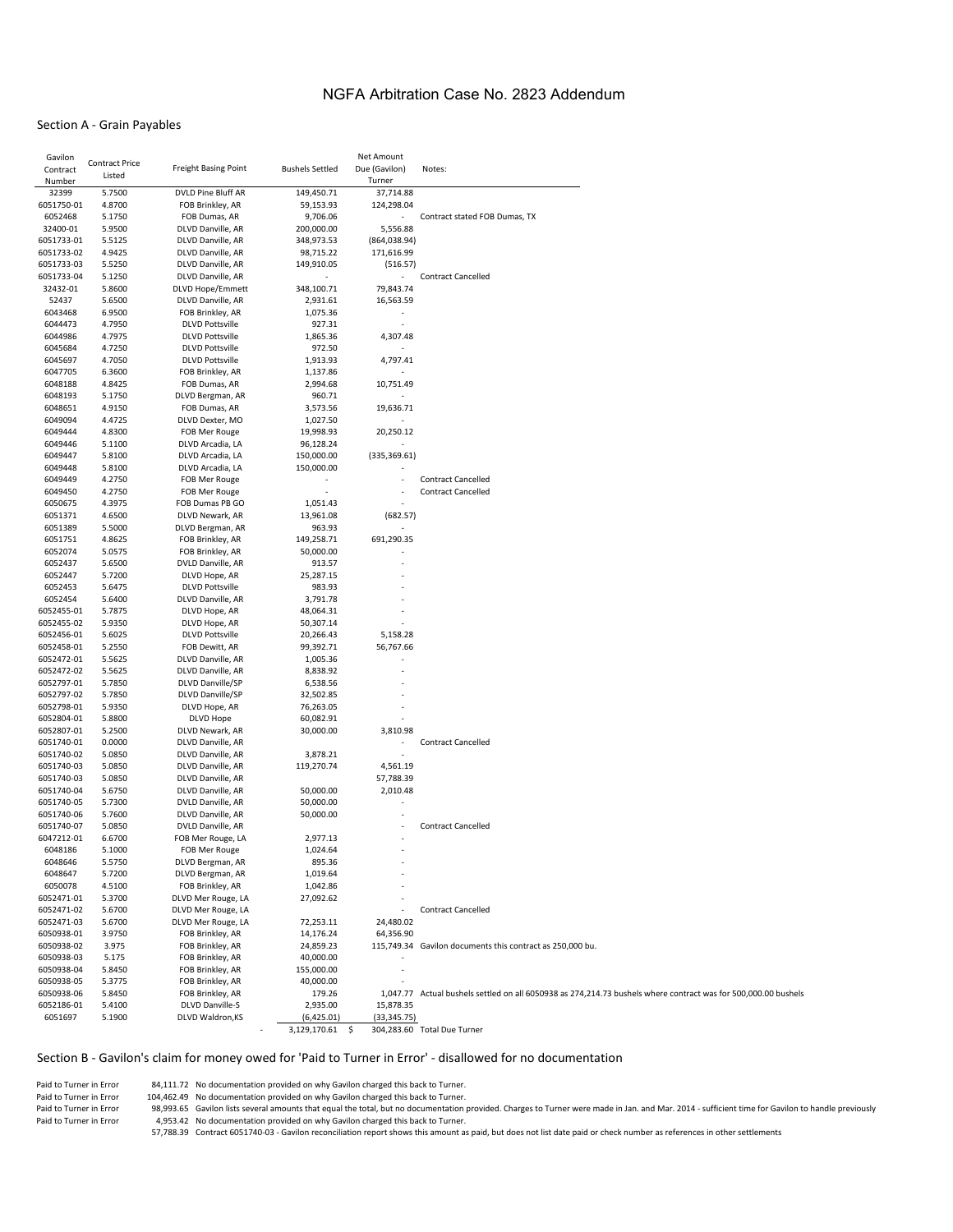# NGFA Arbitration Case No. 2823 Addendum

## Section A - Grain Payables

| Gavilon Contract Number | Contract Price Listed | Freight Basing Point | Bushels Settled | Net Amount Due (Gavilon) Turner | Notes: |
|---|---|---|---|---|---|
| 32399 | 5.7500 | DVLD Pine Bluff AR | 149,450.71 | 37,714.88 | |
| 6051750-01 | 4.8700 | FOB Brinkley, AR | 59,153.93 | 124,298.04 | |
| 6052468 | 5.1750 | FOB Dumas, AR | 9,706.06 | - | Contract stated FOB Dumas, TX |
| 32400-01 | 5.9500 | DLVD Danville, AR | 200,000.00 | 5,556.88 | |
| 6051733-01 | 5.5125 | DLVD Danville, AR | 348,973.53 | (864,038.94) | |
| 6051733-02 | 4.9425 | DLVD Danville, AR | 98,715.22 | 171,616.99 | |
| 6051733-03 | 5.5250 | DLVD Danville, AR | 149,910.05 | (516.57) | |
| 6051733-04 | 5.1250 | DLVD Danville, AR | - | - | Contract Cancelled |
| 32432-01 | 5.8600 | DLVD Hope/Emmett | 348,100.71 | 79,843.74 | |
| 52437 | 5.6500 | DLVD Danville, AR | 2,931.61 | 16,563.59 | |
| 6043468 | 6.9500 | FOB Brinkley, AR | 1,075.36 | - | |
| 6044473 | 4.7950 | DLVD Pottsville | 927.31 | - | |
| 6044986 | 4.7975 | DLVD Pottsville | 1,865.36 | 4,307.48 | |
| 6045684 | 4.7250 | DLVD Pottsville | 972.50 | - | |
| 6045697 | 4.7050 | DLVD Pottsville | 1,913.93 | 4,797.41 | |
| 6047705 | 6.3600 | FOB Brinkley, AR | 1,137.86 | - | |
| 6048188 | 4.8425 | FOB Dumas, AR | 2,994.68 | 10,751.49 | |
| 6048193 | 5.1750 | DLVD Bergman, AR | 960.71 | - | |
| 6048651 | 4.9150 | FOB Dumas, AR | 3,573.56 | 19,636.71 | |
| 6049094 | 4.4725 | DLVD Dexter, MO | 1,027.50 | - | |
| 6049444 | 4.8300 | FOB Mer Rouge | 19,998.93 | 20,250.12 | |
| 6049446 | 5.1100 | DLVD Arcadia, LA | 96,128.24 | - | |
| 6049447 | 5.8100 | DLVD Arcadia, LA | 150,000.00 | (335,369.61) | |
| 6049448 | 5.8100 | DLVD Arcadia, LA | 150,000.00 | - | |
| 6049449 | 4.2750 | FOB Mer Rouge | - | - | Contract Cancelled |
| 6049450 | 4.2750 | FOB Mer Rouge | - | - | Contract Cancelled |
| 6050675 | 4.3975 | FOB Dumas PB GO | 1,051.43 | - | |
| 6051371 | 4.6500 | DLVD Newark, AR | 13,961.08 | (682.57) | |
| 6051389 | 5.5000 | DLVD Bergman, AR | 963.93 | - | |
| 6051751 | 4.8625 | FOB Brinkley, AR | 149,258.71 | 691,290.35 | |
| 6052074 | 5.0575 | FOB Brinkley, AR | 50,000.00 | - | |
| 6052437 | 5.6500 | DVLD Danville, AR | 913.57 | - | |
| 6052447 | 5.7200 | DLVD Hope, AR | 25,287.15 | - | |
| 6052453 | 5.6475 | DLVD Pottsville | 983.93 | - | |
| 6052454 | 5.6400 | DLVD Danville, AR | 3,791.78 | - | |
| 6052455-01 | 5.7875 | DLVD Hope, AR | 48,064.31 | - | |
| 6052455-02 | 5.9350 | DLVD Hope, AR | 50,307.14 | - | |
| 6052456-01 | 5.6025 | DLVD Pottsville | 20,266.43 | 5,158.28 | |
| 6052458-01 | 5.2550 | FOB Dewitt, AR | 99,392.71 | 56,767.66 | |
| 6052472-01 | 5.5625 | DLVD Danville, AR | 1,005.36 | - | |
| 6052472-02 | 5.5625 | DLVD Danville, AR | 8,838.92 | - | |
| 6052797-01 | 5.7850 | DLVD Danville/SP | 6,538.56 | - | |
| 6052797-02 | 5.7850 | DLVD Danville/SP | 32,502.85 | - | |
| 6052798-01 | 5.9350 | DLVD Hope, AR | 76,263.05 | - | |
| 6052804-01 | 5.8800 | DLVD Hope | 60,082.91 | - | |
| 6052807-01 | 5.2500 | DLVD Newark, AR | 30,000.00 | 3,810.98 | |
| 6051740-01 | 0.0000 | DLVD Danville, AR | | - | Contract Cancelled |
| 6051740-02 | 5.0850 | DLVD Danville, AR | 3,878.21 | - | |
| 6051740-03 | 5.0850 | DLVD Danville, AR | 119,270.74 | 4,561.19 | |
| 6051740-03 | 5.0850 | DLVD Danville, AR | | 57,788.39 | |
| 6051740-04 | 5.6750 | DLVD Danville, AR | 50,000.00 | 2,010.48 | |
| 6051740-05 | 5.7300 | DVLD Danville, AR | 50,000.00 | - | |
| 6051740-06 | 5.7600 | DLVD Danville, AR | 50,000.00 | - | |
| 6051740-07 | 5.0850 | DVLD Danville, AR | | - | Contract Cancelled |
| 6047212-01 | 6.6700 | FOB Mer Rouge, LA | 2,977.13 | - | |
| 6048186 | 5.1000 | FOB Mer Rouge | 1,024.64 | - | |
| 6048646 | 5.5750 | DLVD Bergman, AR | 895.36 | - | |
| 6048647 | 5.7200 | DLVD Bergman, AR | 1,019.64 | - | |
| 6050078 | 4.5100 | FOB Brinkley, AR | 1,042.86 | - | |
| 6052471-01 | 5.3700 | DLVD Mer Rouge, LA | 27,092.62 | - | |
| 6052471-02 | 5.6700 | DLVD Mer Rouge, LA | | - | Contract Cancelled |
| 6052471-03 | 5.6700 | DLVD Mer Rouge, LA | 72,253.11 | 24,480.02 | |
| 6050938-01 | 3.9750 | FOB Brinkley, AR | 14,176.24 | 64,356.90 | |
| 6050938-02 | 3.975 | FOB Brinkley, AR | 24,859.23 | 115,749.34 | Gavilon documents this contract as 250,000 bu. |
| 6050938-03 | 5.175 | FOB Brinkley, AR | 40,000.00 | - | |
| 6050938-04 | 5.8450 | FOB Brinkley, AR | 155,000.00 | - | |
| 6050938-05 | 5.3775 | FOB Brinkley, AR | 40,000.00 | - | |
| 6050938-06 | 5.8450 | FOB Brinkley, AR | 179.26 | 1,047.77 | Actual bushels settled on all 6050938 as 274,214.73 bushels where contract was for 500,000.00 bushels |
| 6052186-01 | 5.4100 | DLVD Danville-S | 2,935.00 | 15,878.35 | |
| 6051697 | 5.1900 | DLVD Waldron,KS | (6,425.01) | (33,345.75) | |
| | | - | 3,129,170.61 | $ 304,283.60 | Total Due Turner |

## Section B - Gavilon's claim for money owed for 'Paid to Turner in Error' - disallowed for no documentation

| | | |
|---|---|---|
| Paid to Turner in Error | 84,111.72 | No documentation provided on why Gavilon charged this back to Turner. |
| Paid to Turner in Error | 104,462.49 | No documentation provided on why Gavilon charged this back to Turner. |
| Paid to Turner in Error | 98,993.65 | Gavilon lists several amounts that equal the total, but no documentation provided. Charges to Turner were made in Jan. and Mar. 2014 - sufficient time for Gavilon to handle previously |
| Paid to Turner in Error | 4,953.42 | No documentation provided on why Gavilon charged this back to Turner. |
| | 57,788.39 | Contract 6051740-03 - Gavilon reconciliation report shows this amount as paid, but does not list date paid or check number as references in other settlements |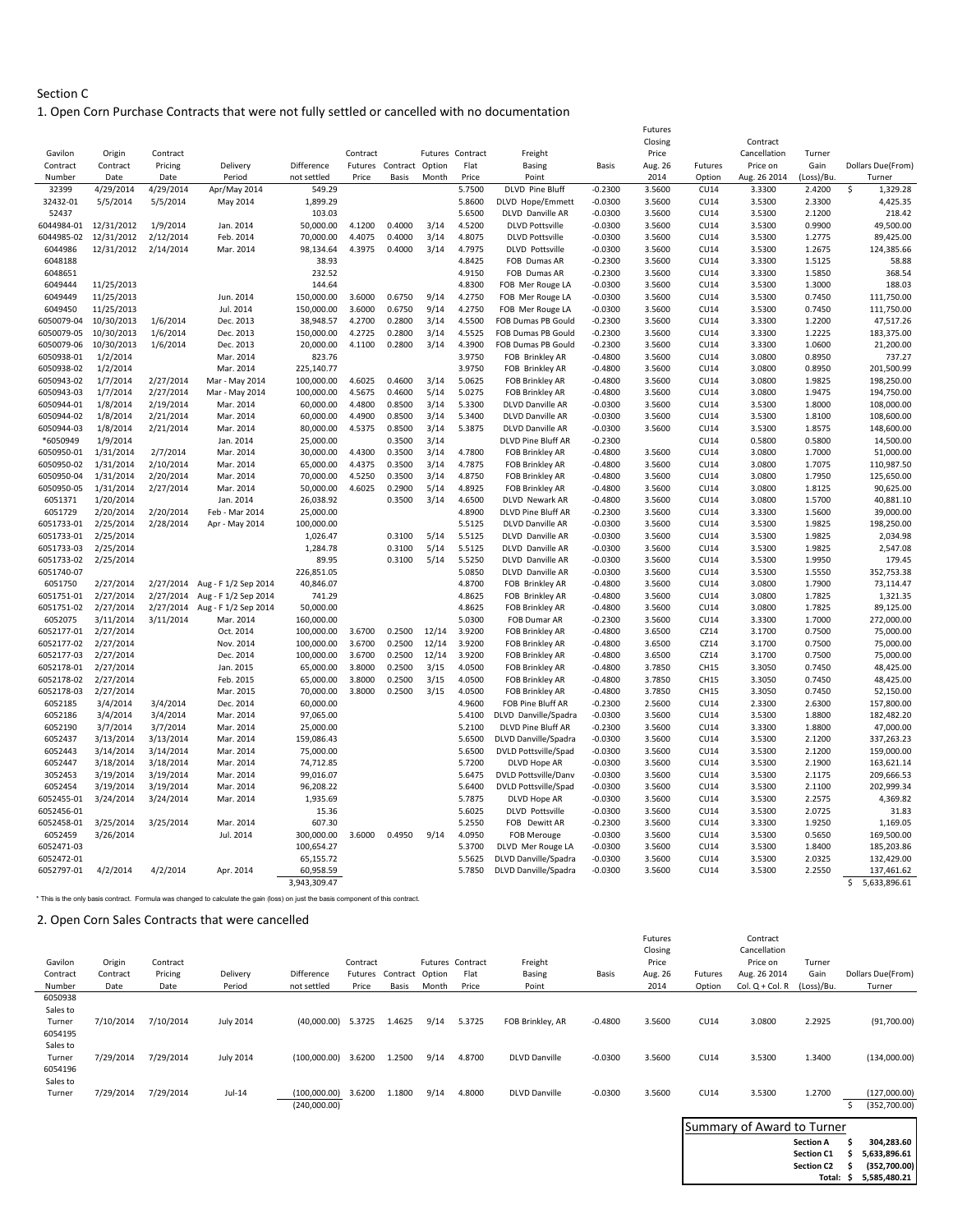Section C

1. Open Corn Purchase Contracts that were not fully settled or cancelled with no documentation

| Gavilon Contract Number | Origin Contract Date | Contract Pricing Date | Delivery Period | Difference not settled | Contract Futures Price | Contract Basis | Futures Option Month | Contract Flat Price | Freight Basing Point | Basis | Futures Closing Price Aug. 26 2014 | Futures Option | Contract Cancellation Price on Aug. 26 2014 | Turner Gain (Loss)/Bu. | Dollars Due(From) Turner |
|---|---|---|---|---|---|---|---|---|---|---|---|---|---|---|---|
| 32399 | 4/29/2014 | 4/29/2014 | Apr/May 2014 | 549.29 | | | | 5.7500 | DLVD Pine Bluff | -0.2300 | 3.5600 | CU14 | 3.3300 | 2.4200 | $ 1,329.28 |
| 32432-01 | 5/5/2014 | 5/5/2014 | May 2014 | 1,899.29 | | | | 5.8600 | DLVD Hope/Emmett | -0.0300 | 3.5600 | CU14 | 3.5300 | 2.3300 | 4,425.35 |
| 52437 | | | | 103.03 | | | | 5.6500 | DLVD Danville AR | -0.0300 | 3.5600 | CU14 | 3.5300 | 2.1200 | 218.42 |
| 6044984-01 | 12/31/2012 | 1/9/2014 | Jan. 2014 | 50,000.00 | 4.1200 | 0.4000 | 3/14 | 4.5200 | DLVD Pottsville | -0.0300 | 3.5600 | CU14 | 3.5300 | 0.9900 | 49,500.00 |
| 6044985-02 | 12/31/2012 | 2/12/2014 | Feb. 2014 | 70,000.00 | 4.4075 | 0.4000 | 3/14 | 4.8075 | DLVD Pottsville | -0.0300 | 3.5600 | CU14 | 3.5300 | 1.2775 | 89,425.00 |
| 6044986 | 12/31/2012 | 2/14/2014 | Mar. 2014 | 98,134.64 | 4.3975 | 0.4000 | 3/14 | 4.7975 | DLVD Pottsville | -0.0300 | 3.5600 | CU14 | 3.5300 | 1.2675 | 124,385.66 |
| 6048188 | | | | 38.93 | | | | 4.8425 | FOB Dumas AR | -0.2300 | 3.5600 | CU14 | 3.3300 | 1.5125 | 58.88 |
| 6048651 | | | | 232.52 | | | | 4.9150 | FOB Dumas AR | -0.2300 | 3.5600 | CU14 | 3.3300 | 1.5850 | 368.54 |
| 6049444 | 11/25/2013 | | | 144.64 | | | | 4.8300 | FOB Mer Rouge LA | -0.0300 | 3.5600 | CU14 | 3.5300 | 1.3000 | 188.03 |
| 6049449 | 11/25/2013 | | Jun. 2014 | 150,000.00 | 3.6000 | 0.6750 | 9/14 | 4.2750 | FOB Mer Rouge LA | -0.0300 | 3.5600 | CU14 | 3.5300 | 0.7450 | 111,750.00 |
| 6049450 | 11/25/2013 | | Jul. 2014 | 150,000.00 | 3.6000 | 0.6750 | 9/14 | 4.2750 | FOB Mer Rouge LA | -0.0300 | 3.5600 | CU14 | 3.5300 | 0.7450 | 111,750.00 |
| 6050079-04 | 10/30/2013 | 1/6/2014 | Dec. 2013 | 38,948.57 | 4.2700 | 0.2800 | 3/14 | 4.5500 | FOB Dumas PB Gould | -0.2300 | 3.5600 | CU14 | 3.3300 | 1.2200 | 47,517.26 |
| 6050079-05 | 10/30/2013 | 1/6/2014 | Dec. 2013 | 150,000.00 | 4.2725 | 0.2800 | 3/14 | 4.5525 | FOB Dumas PB Gould | -0.2300 | 3.5600 | CU14 | 3.3300 | 1.2225 | 183,375.00 |
| 6050079-06 | 10/30/2013 | 1/6/2014 | Dec. 2013 | 20,000.00 | 4.1100 | 0.2800 | 3/14 | 4.3900 | FOB Dumas PB Gould | -0.2300 | 3.5600 | CU14 | 3.3300 | 1.0600 | 21,200.00 |
| 6050938-01 | 1/2/2014 | | Mar. 2014 | 823.76 | | | | 3.9750 | FOB Brinkley AR | -0.4800 | 3.5600 | CU14 | 3.0800 | 0.8950 | 737.27 |
| 6050938-02 | 1/2/2014 | | Mar. 2014 | 225,140.77 | | | | 3.9750 | FOB Brinkley AR | -0.4800 | 3.5600 | CU14 | 3.0800 | 0.8950 | 201,500.99 |
| 6050943-02 | 1/7/2014 | 2/27/2014 | Mar - May 2014 | 100,000.00 | 4.6025 | 0.4600 | 3/14 | 5.0625 | FOB Brinkley AR | -0.4800 | 3.5600 | CU14 | 3.0800 | 1.9825 | 198,250.00 |
| 6050943-03 | 1/7/2014 | 2/27/2014 | Mar - May 2014 | 100,000.00 | 4.5675 | 0.4600 | 5/14 | 5.0275 | FOB Brinkley AR | -0.4800 | 3.5600 | CU14 | 3.0800 | 1.9475 | 194,750.00 |
| 6050944-01 | 1/8/2014 | 2/19/2014 | Mar. 2014 | 60,000.00 | 4.4800 | 0.8500 | 3/14 | 5.3300 | DLVD Danville AR | -0.0300 | 3.5600 | CU14 | 3.5300 | 1.8000 | 108,000.00 |
| 6050944-02 | 1/8/2014 | 2/21/2014 | Mar. 2014 | 60,000.00 | 4.4900 | 0.8500 | 3/14 | 5.3400 | DLVD Danville AR | -0.0300 | 3.5600 | CU14 | 3.5300 | 1.8100 | 108,600.00 |
| 6050944-03 | 1/8/2014 | 2/21/2014 | Mar. 2014 | 80,000.00 | 4.5375 | 0.8500 | 3/14 | 5.3875 | DLVD Danville AR | -0.0300 | 3.5600 | CU14 | 3.5300 | 1.8575 | 148,600.00 |
| *6050949 | 1/9/2014 | | Jan. 2014 | 25,000.00 | | 0.3500 | 3/14 | | DLVD Pine Bluff AR | -0.2300 | | CU14 | 0.5800 | 0.5800 | 14,500.00 |
| 6050950-01 | 1/31/2014 | 2/7/2014 | Mar. 2014 | 30,000.00 | 4.4300 | 0.3500 | 3/14 | 4.7800 | FOB Brinkley AR | -0.4800 | 3.5600 | CU14 | 3.0800 | 1.7000 | 51,000.00 |
| 6050950-02 | 1/31/2014 | 2/10/2014 | Mar. 2014 | 65,000.00 | 4.4375 | 0.3500 | 3/14 | 4.7875 | FOB Brinkley AR | -0.4800 | 3.5600 | CU14 | 3.0800 | 1.7075 | 110,987.50 |
| 6050950-04 | 1/31/2014 | 2/20/2014 | Mar. 2014 | 70,000.00 | 4.5250 | 0.3500 | 3/14 | 4.8750 | FOB Brinkley AR | -0.4800 | 3.5600 | CU14 | 3.0800 | 1.7950 | 125,650.00 |
| 6050950-05 | 1/31/2014 | 2/27/2014 | Mar. 2014 | 50,000.00 | 4.6025 | 0.2900 | 5/14 | 4.8925 | FOB Brinkley AR | -0.4800 | 3.5600 | CU14 | 3.0800 | 1.8125 | 90,625.00 |
| 6051371 | 1/20/2014 | | Jan. 2014 | 26,038.92 | | 0.3500 | 3/14 | 4.6500 | DLVD Newark AR | -0.4800 | 3.5600 | CU14 | 3.0800 | 1.5700 | 40,881.10 |
| 6051729 | 2/20/2014 | 2/20/2014 | Feb - Mar 2014 | 25,000.00 | | | | 4.8900 | DLVD Pine Bluff AR | -0.2300 | 3.5600 | CU14 | 3.3300 | 1.5600 | 39,000.00 |
| 6051733-01 | 2/25/2014 | 2/28/2014 | Apr - May 2014 | 100,000.00 | | | | 5.5125 | DLVD Danville AR | -0.0300 | 3.5600 | CU14 | 3.5300 | 1.9825 | 198,250.00 |
| 6051733-01 | 2/25/2014 | | | 1,026.47 | | 0.3100 | 5/14 | 5.5125 | DLVD Danville AR | -0.0300 | 3.5600 | CU14 | 3.5300 | 1.9825 | 2,034.98 |
| 6051733-03 | 2/25/2014 | | | 1,284.78 | | 0.3100 | 5/14 | 5.5125 | DLVD Danville AR | -0.0300 | 3.5600 | CU14 | 3.5300 | 1.9825 | 2,547.08 |
| 6051733-02 | 2/25/2014 | | | 89.95 | | 0.3100 | 5/14 | 5.5250 | DLVD Danville AR | -0.0300 | 3.5600 | CU14 | 3.5300 | 1.9950 | 179.45 |
| 6051740-07 | | | | 226,851.05 | | | | 5.0850 | DLVD Danville AR | -0.0300 | 3.5600 | CU14 | 3.5300 | 1.5550 | 352,753.38 |
| 6051750 | 2/27/2014 | 2/27/2014 | Aug - F 1/2 Sep 2014 | 40,846.07 | | | | 4.8700 | FOB Brinkley AR | -0.4800 | 3.5600 | CU14 | 3.0800 | 1.7900 | 73,114.47 |
| 6051751-01 | 2/27/2014 | 2/27/2014 | Aug - F 1/2 Sep 2014 | 741.29 | | | | 4.8625 | FOB Brinkley AR | -0.4800 | 3.5600 | CU14 | 3.0800 | 1.7825 | 1,321.35 |
| 6051751-02 | 2/27/2014 | 2/27/2014 | Aug - F 1/2 Sep 2014 | 50,000.00 | | | | 4.8625 | FOB Brinkley AR | -0.4800 | 3.5600 | CU14 | 3.0800 | 1.7825 | 89,125.00 |
| 6052075 | 3/11/2014 | 3/11/2014 | Mar. 2014 | 160,000.00 | | | | 5.0300 | FOB Dumar AR | -0.2300 | 3.5600 | CU14 | 3.3300 | 1.7000 | 272,000.00 |
| 6052177-01 | 2/27/2014 | | Oct. 2014 | 100,000.00 | 3.6700 | 0.2500 | 12/14 | 3.9200 | FOB Brinkley AR | -0.4800 | 3.6500 | CZ14 | 3.1700 | 0.7500 | 75,000.00 |
| 6052177-02 | 2/27/2014 | | Nov. 2014 | 100,000.00 | 3.6700 | 0.2500 | 12/14 | 3.9200 | FOB Brinkley AR | -0.4800 | 3.6500 | CZ14 | 3.1700 | 0.7500 | 75,000.00 |
| 6052177-03 | 2/27/2014 | | Dec. 2014 | 100,000.00 | 3.6700 | 0.2500 | 12/14 | 3.9200 | FOB Brinkley AR | -0.4800 | 3.6500 | CZ14 | 3.1700 | 0.7500 | 75,000.00 |
| 6052178-01 | 2/27/2014 | | Jan. 2015 | 65,000.00 | 3.8000 | 0.2500 | 3/15 | 4.0500 | FOB Brinkley AR | -0.4800 | 3.7850 | CH15 | 3.3050 | 0.7450 | 48,425.00 |
| 6052178-02 | 2/27/2014 | | Feb. 2015 | 65,000.00 | 3.8000 | 0.2500 | 3/15 | 4.0500 | FOB Brinkley AR | -0.4800 | 3.7850 | CH15 | 3.3050 | 0.7450 | 48,425.00 |
| 6052178-03 | 2/27/2014 | | Mar. 2015 | 70,000.00 | 3.8000 | 0.2500 | 3/15 | 4.0500 | FOB Brinkley AR | -0.4800 | 3.7850 | CH15 | 3.3050 | 0.7450 | 52,150.00 |
| 6052185 | 3/4/2014 | 3/4/2014 | Dec. 2014 | 60,000.00 | | | | 4.9600 | FOB Pine Bluff AR | -0.2300 | 2.5600 | CU14 | 2.3300 | 2.6300 | 157,800.00 |
| 6052186 | 3/4/2014 | 3/4/2014 | Mar. 2014 | 97,065.00 | | | | 5.4100 | DLVD Danville/Spadra | -0.0300 | 3.5600 | CU14 | 3.5300 | 1.8800 | 182,482.20 |
| 6052190 | 3/7/2014 | 3/7/2014 | Mar. 2014 | 25,000.00 | | | | 5.2100 | DLVD Pine Bluff AR | -0.2300 | 3.5600 | CU14 | 3.3300 | 1.8800 | 47,000.00 |
| 6052437 | 3/13/2014 | 3/13/2014 | Mar. 2014 | 159,086.43 | | | | 5.6500 | DLVD Danville/Spadra | -0.0300 | 3.5600 | CU14 | 3.5300 | 2.1200 | 337,263.23 |
| 6052443 | 3/14/2014 | 3/14/2014 | Mar. 2014 | 75,000.00 | | | | 5.6500 | DVLD Pottsville/Spad | -0.0300 | 3.5600 | CU14 | 3.5300 | 2.1200 | 159,000.00 |
| 6052447 | 3/18/2014 | 3/18/2014 | Mar. 2014 | 74,712.85 | | | | 5.7200 | DLVD Hope AR | -0.0300 | 3.5600 | CU14 | 3.5300 | 2.1900 | 163,621.14 |
| 3052453 | 3/19/2014 | 3/19/2014 | Mar. 2014 | 99,016.07 | | | | 5.6475 | DVLD Pottsville/Danv | -0.0300 | 3.5600 | CU14 | 3.5300 | 2.1175 | 209,666.53 |
| 6052454 | 3/19/2014 | 3/19/2014 | Mar. 2014 | 96,208.22 | | | | 5.6400 | DVLD Pottsville/Spad | -0.0300 | 3.5600 | CU14 | 3.5300 | 2.1100 | 202,999.34 |
| 6052455-01 | 3/24/2014 | 3/24/2014 | Mar. 2014 | 1,935.69 | | | | 5.7875 | DLVD Hope AR | -0.0300 | 3.5600 | CU14 | 3.5300 | 2.2575 | 4,369.82 |
| 6052456-01 | | | | 15.36 | | | | 5.6025 | DLVD Pottsville | -0.0300 | 3.5600 | CU14 | 3.5300 | 2.0725 | 31.83 |
| 6052458-01 | 3/25/2014 | 3/25/2014 | Mar. 2014 | 607.30 | | | | 5.2550 | FOB Dewitt AR | -0.2300 | 3.5600 | CU14 | 3.3300 | 1.9250 | 1,169.05 |
| 6052459 | 3/26/2014 | | Jul. 2014 | 300,000.00 | 3.6000 | 0.4950 | 9/14 | 4.0950 | FOB Merouge | -0.0300 | 3.5600 | CU14 | 3.5300 | 0.5650 | 169,500.00 |
| 6052471-03 | | | | 100,654.27 | | | | 5.3700 | DLVD Mer Rouge LA | -0.0300 | 3.5600 | CU14 | 3.5300 | 1.8400 | 185,203.86 |
| 6052472-01 | | | | 65,155.72 | | | | 5.5625 | DLVD Danville/Spadra | -0.0300 | 3.5600 | CU14 | 3.5300 | 2.0325 | 132,429.00 |
| 6052797-01 | 4/2/2014 | 4/2/2014 | Apr. 2014 | 60,958.59 | | | | 5.7850 | DLVD Danville/Spadra | -0.0300 | 3.5600 | CU14 | 3.5300 | 2.2550 | 137,461.62 |
| | | | | 3,943,309.47 | | | | | | | | | | | $ 5,633,896.61 |

\* This is the only basis contract. Formula was changed to calculate the gain (loss) on just the basis component of this contract.

2. Open Corn Sales Contracts that were cancelled

| Gavilon Contract Number | Origin Contract Date | Contract Pricing Date | Delivery Period | Difference not settled | Contract Futures Price | Contract Basis | Futures Option Month | Contract Flat Price | Freight Basing Point | Basis | Futures Closing Price Aug. 26 2014 | Futures Option | Contract Cancellation Price on Aug. 26 2014 Col. Q + Col. R | Turner Gain (Loss)/Bu. | Dollars Due(From) Turner |
|---|---|---|---|---|---|---|---|---|---|---|---|---|---|---|---|
| 6050938 Sales to Turner | 7/10/2014 | 7/10/2014 | July 2014 | (40,000.00) | 5.3725 | 1.4625 | 9/14 | 5.3725 | FOB Brinkley, AR | -0.4800 | 3.5600 | CU14 | 3.0800 | 2.2925 | (91,700.00) |
| 6054195 Sales to Turner | 7/29/2014 | 7/29/2014 | July 2014 | (100,000.00) | 3.6200 | 1.2500 | 9/14 | 4.8700 | DLVD Danville | -0.0300 | 3.5600 | CU14 | 3.5300 | 1.3400 | (134,000.00) |
| 6054196 Sales to Turner | 7/29/2014 | 7/29/2014 | Jul-14 | (100,000.00) | 3.6200 | 1.1800 | 9/14 | 4.8000 | DLVD Danville | -0.0300 | 3.5600 | CU14 | 3.5300 | 1.2700 | (127,000.00) |
| | | | | (240,000.00) | | | | | | | | | | | $ (352,700.00) |

**Summary of Award to Turner**

| | |
|---|---|
| **Section A** | **$ 304,283.60** |
| **Section C1** | **$ 5,633,896.61** |
| **Section C2** | **$ (352,700.00)** |
| **Total:** | **$ 5,585,480.21** |